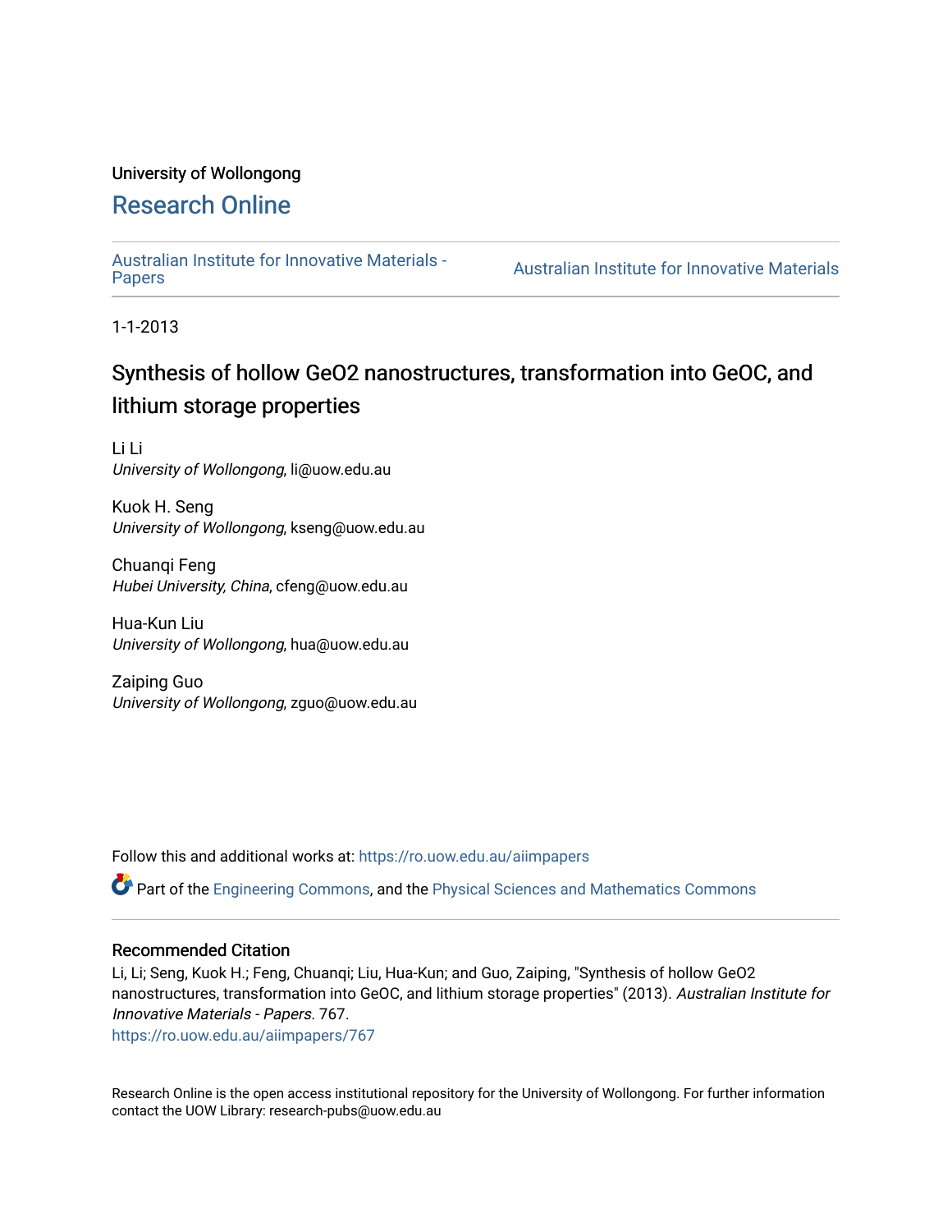University of Wollongong

# Research Online

Australian Institute for Innovative Materials - Papers | Australian Institute for Innovative Materials

1-1-2013

## Synthesis of hollow GeO2 nanostructures, transformation into GeOC, and lithium storage properties

Li Li
*University of Wollongong*, li@uow.edu.au

Kuok H. Seng
*University of Wollongong*, kseng@uow.edu.au

Chuanqi Feng
*Hubei University, China*, cfeng@uow.edu.au

Hua-Kun Liu
*University of Wollongong*, hua@uow.edu.au

Zaiping Guo
*University of Wollongong*, zguo@uow.edu.au

Follow this and additional works at: https://ro.uow.edu.au/aiimpapers

Part of the Engineering Commons, and the Physical Sciences and Mathematics Commons

### Recommended Citation

Li, Li; Seng, Kuok H.; Feng, Chuanqi; Liu, Hua-Kun; and Guo, Zaiping, "Synthesis of hollow GeO2 nanostructures, transformation into GeOC, and lithium storage properties" (2013). *Australian Institute for Innovative Materials - Papers*. 767.
https://ro.uow.edu.au/aiimpapers/767

Research Online is the open access institutional repository for the University of Wollongong. For further information contact the UOW Library: research-pubs@uow.edu.au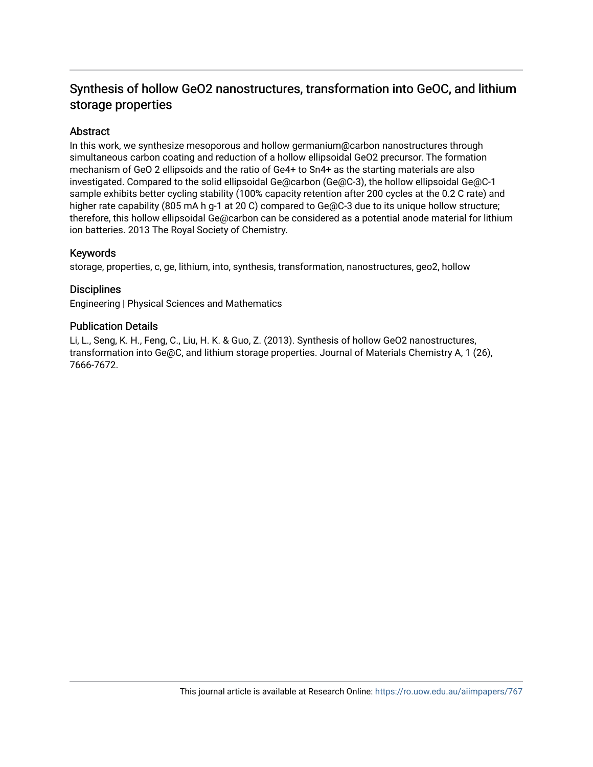# Synthesis of hollow GeO2 nanostructures, transformation into GeOC, and lithium storage properties

## Abstract

In this work, we synthesize mesoporous and hollow germanium@carbon nanostructures through simultaneous carbon coating and reduction of a hollow ellipsoidal $GeO_2$ precursor. The formation mechanism of GeO 2 ellipsoids and the ratio of $Ge^{4+}$ to $Sn^{4+}$ as the starting materials are also investigated. Compared to the solid ellipsoidal Ge@carbon (Ge@C-3), the hollow ellipsoidal Ge@C-1 sample exhibits better cycling stability (100% capacity retention after 200 cycles at the 0.2 C rate) and higher rate capability (805 mA h $g^{-1}$ at 20 C) compared to Ge@C-3 due to its unique hollow structure; therefore, this hollow ellipsoidal Ge@carbon can be considered as a potential anode material for lithium ion batteries. 2013 The Royal Society of Chemistry.

## Keywords

storage, properties, c, ge, lithium, into, synthesis, transformation, nanostructures, geo2, hollow

## Disciplines

Engineering | Physical Sciences and Mathematics

## Publication Details

Li, L., Seng, K. H., Feng, C., Liu, H. K. & Guo, Z. (2013). Synthesis of hollow GeO2 nanostructures, transformation into Ge@C, and lithium storage properties. Journal of Materials Chemistry A, 1 (26), 7666-7672.

This journal article is available at Research Online: https://ro.uow.edu.au/aiimpapers/767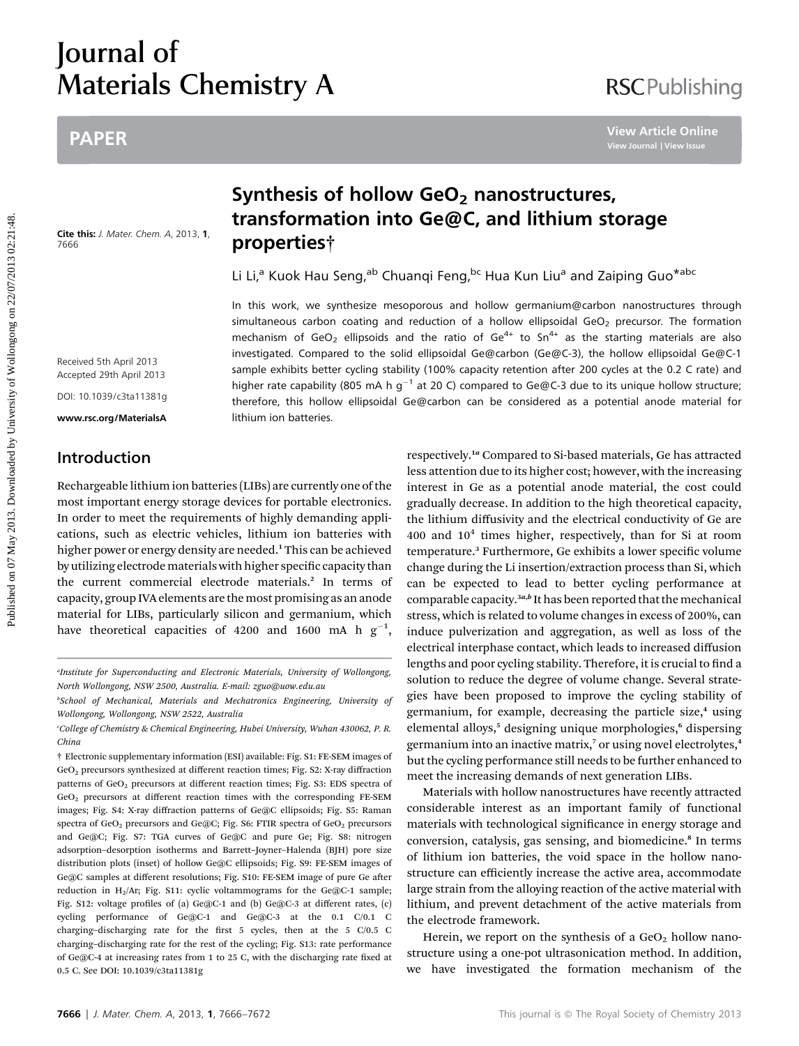# Synthesis of hollow $GeO_2$ nanostructures, transformation into Ge@C, and lithium storage properties†

Li Li,[a] Kuok Hau Seng,[ab] Chuanqi Feng,[bc] Hua Kun Liu[a] and Zaiping Guo*[abc]

Cite this: *J. Mater. Chem. A*, 2013, **1**, 7666

Received 5th April 2013
Accepted 29th April 2013

DOI: 10.1039/c3ta11381g

www.rsc.org/MaterialsA

In this work, we synthesize mesoporous and hollow germanium@carbon nanostructures through simultaneous carbon coating and reduction of a hollow ellipsoidal $GeO_2$ precursor. The formation mechanism of $GeO_2$ ellipsoids and the ratio of $Ge^{4+}$ to $Sn^{4+}$ as the starting materials are also investigated. Compared to the solid ellipsoidal Ge@carbon (Ge@C-3), the hollow ellipsoidal Ge@C-1 sample exhibits better cycling stability (100% capacity retention after 200 cycles at the 0.2 C rate) and higher rate capability (805 mA h $g^{-1}$ at 20 C) compared to Ge@C-3 due to its unique hollow structure; therefore, this hollow ellipsoidal Ge@carbon can be considered as a potential anode material for lithium ion batteries.

## Introduction

Rechargeable lithium ion batteries (LIBs) are currently one of the most important energy storage devices for portable electronics. In order to meet the requirements of highly demanding applications, such as electric vehicles, lithium ion batteries with higher power or energy density are needed.[1] This can be achieved by utilizing electrode materials with higher specific capacity than the current commercial electrode materials.[2] In terms of capacity, group IVA elements are the most promising as an anode material for LIBs, particularly silicon and germanium, which have theoretical capacities of 4200 and 1600 mA h $g^{-1}$, respectively.[1a] Compared to Si-based materials, Ge has attracted less attention due to its higher cost; however, with the increasing interest in Ge as a potential anode material, the cost could gradually decrease. In addition to the high theoretical capacity, the lithium diffusivity and the electrical conductivity of Ge are 400 and $10^4$ times higher, respectively, than for Si at room temperature.[3] Furthermore, Ge exhibits a lower specific volume change during the Li insertion/extraction process than Si, which can be expected to lead to better cycling performance at comparable capacity.[3a,b] It has been reported that the mechanical stress, which is related to volume changes in excess of 200%, can induce pulverization and aggregation, as well as loss of the electrical interphase contact, which leads to increased diffusion lengths and poor cycling stability. Therefore, it is crucial to find a solution to reduce the degree of volume change. Several strategies have been proposed to improve the cycling stability of germanium, for example, decreasing the particle size,[4] using elemental alloys,[5] designing unique morphologies,[6] dispersing germanium into an inactive matrix,[7] or using novel electrolytes,[4] but the cycling performance still needs to be further enhanced to meet the increasing demands of next generation LIBs.

Materials with hollow nanostructures have recently attracted considerable interest as an important family of functional materials with technological significance in energy storage and conversion, catalysis, gas sensing, and biomedicine.[8] In terms of lithium ion batteries, the void space in the hollow nanostructure can efficiently increase the active area, accommodate large strain from the alloying reaction of the active material with lithium, and prevent detachment of the active materials from the electrode framework.

Herein, we report on the synthesis of a $GeO_2$ hollow nanostructure using a one-pot ultrasonication method. In addition, we have investigated the formation mechanism of the

---

[a] Institute for Superconducting and Electronic Materials, University of Wollongong, North Wollongong, NSW 2500, Australia. E-mail: zguo@uow.edu.au

[b] School of Mechanical, Materials and Mechatronics Engineering, University of Wollongong, Wollongong, NSW 2522, Australia

[c] College of Chemistry & Chemical Engineering, Hubei University, Wuhan 430062, P. R. China

† Electronic supplementary information (ESI) available: Fig. S1: FE-SEM images of $GeO_2$ precursors synthesized at different reaction times; Fig. S2: X-ray diffraction patterns of $GeO_2$ precursors at different reaction times; Fig. S3: EDS spectra of $GeO_2$ precursors at different reaction times with the corresponding FE-SEM images; Fig. S4: X-ray diffraction patterns of Ge@C ellipsoids; Fig. S5: Raman spectra of $GeO_2$ precursors and Ge@C; Fig. S6: FTIR spectra of $GeO_2$ precursors and Ge@C; Fig. S7: TGA curves of Ge@C and pure Ge; Fig. S8: nitrogen adsorption–desorption isotherms and Barrett–Joyner–Halenda (BJH) pore size distribution plots (inset) of hollow Ge@C ellipsoids; Fig. S9: FE-SEM images of Ge@C samples at different resolutions; Fig. S10: FE-SEM image of pure Ge after reduction in $H_2$/Ar; Fig. S11: cyclic voltammograms for the Ge@C-1 sample; Fig. S12: voltage profiles of (a) Ge@C-1 and (b) Ge@C-3 at different rates, (c) cycling performance of Ge@C-1 and Ge@C-3 at the 0.1 C/0.1 C charging–discharging rate for the first 5 cycles, then at the 5 C/0.5 C charging–discharging rate for the rest of the cycling; Fig. S13: rate performance of Ge@C-4 at increasing rates from 1 to 25 C, with the discharging rate fixed at 0.5 C. See DOI: 10.1039/c3ta11381g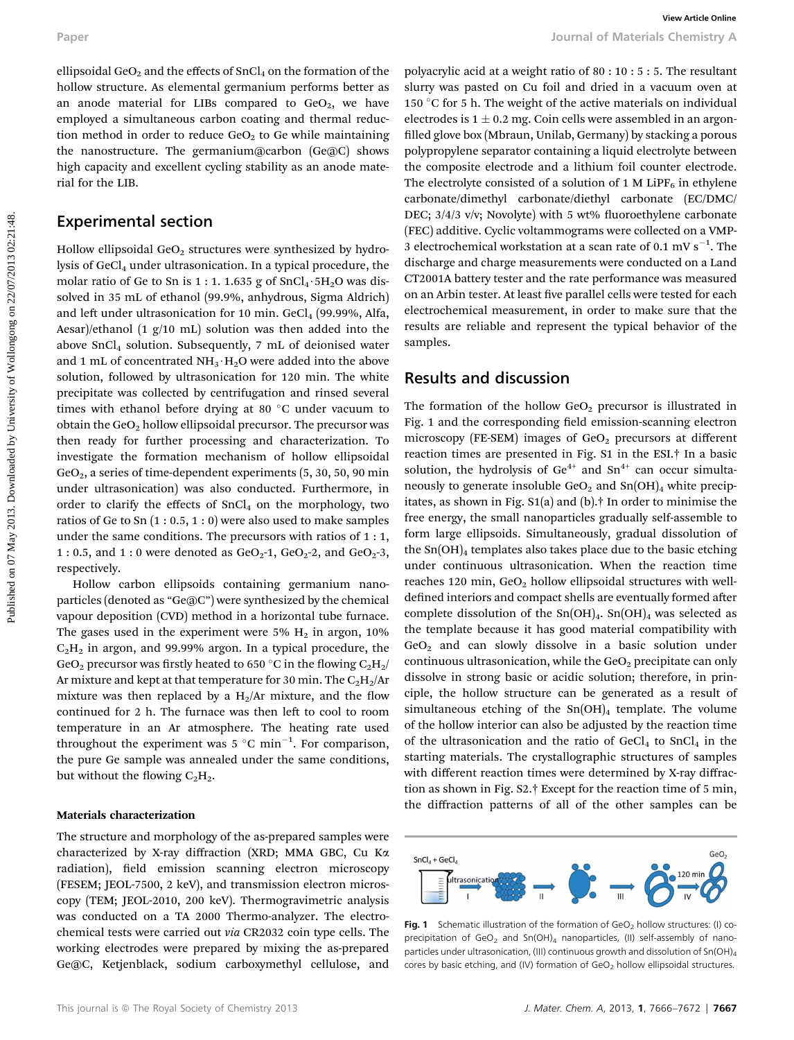ellipsoidal $GeO_2$ and the effects of $SnCl_4$ on the formation of the hollow structure. As elemental germanium performs better as an anode material for LIBs compared to $GeO_2$, we have employed a simultaneous carbon coating and thermal reduction method in order to reduce $GeO_2$ to Ge while maintaining the nanostructure. The germanium@carbon (Ge@C) shows high capacity and excellent cycling stability as an anode material for the LIB.

## Experimental section

Hollow ellipsoidal $GeO_2$ structures were synthesized by hydrolysis of $GeCl_4$ under ultrasonication. In a typical procedure, the molar ratio of Ge to Sn is 1 : 1. 1.635 g of $SnCl_4 \cdot 5H_2O$ was dissolved in 35 mL of ethanol (99.9%, anhydrous, Sigma Aldrich) and left under ultrasonication for 10 min. $GeCl_4$ (99.99%, Alfa, Aesar)/ethanol (1 g/10 mL) solution was then added into the above $SnCl_4$ solution. Subsequently, 7 mL of deionised water and 1 mL of concentrated $NH_3 \cdot H_2O$ were added into the above solution, followed by ultrasonication for 120 min. The white precipitate was collected by centrifugation and rinsed several times with ethanol before drying at 80 °C under vacuum to obtain the $GeO_2$ hollow ellipsoidal precursor. The precursor was then ready for further processing and characterization. To investigate the formation mechanism of hollow ellipsoidal $GeO_2$, a series of time-dependent experiments (5, 30, 50, 90 min under ultrasonication) was also conducted. Furthermore, in order to clarify the effects of $SnCl_4$ on the morphology, two ratios of Ge to Sn (1 : 0.5, 1 : 0) were also used to make samples under the same conditions. The precursors with ratios of 1 : 1, 1 : 0.5, and 1 : 0 were denoted as $GeO_2$-1, $GeO_2$-2, and $GeO_2$-3, respectively.

Hollow carbon ellipsoids containing germanium nanoparticles (denoted as "Ge@C") were synthesized by the chemical vapour deposition (CVD) method in a horizontal tube furnace. The gases used in the experiment were 5% $H_2$ in argon, 10% $C_2H_2$ in argon, and 99.99% argon. In a typical procedure, the $GeO_2$ precursor was firstly heated to 650 °C in the flowing $C_2H_2$/Ar mixture and kept at that temperature for 30 min. The $C_2H_2$/Ar mixture was then replaced by a $H_2$/Ar mixture, and the flow continued for 2 h. The furnace was then left to cool to room temperature in an Ar atmosphere. The heating rate used throughout the experiment was 5 °C $min^{-1}$. For comparison, the pure Ge sample was annealed under the same conditions, but without the flowing $C_2H_2$.

### Materials characterization

The structure and morphology of the as-prepared samples were characterized by X-ray diffraction (XRD; MMA GBC, Cu Kα radiation), field emission scanning electron microscopy (FESEM; JEOL-7500, 2 keV), and transmission electron microscopy (TEM; JEOL-2010, 200 keV). Thermogravimetric analysis was conducted on a TA 2000 Thermo-analyzer. The electrochemical tests were carried out *via* CR2032 coin type cells. The working electrodes were prepared by mixing the as-prepared Ge@C, Ketjenblack, sodium carboxymethyl cellulose, and polyacrylic acid at a weight ratio of 80 : 10 : 5 : 5. The resultant slurry was pasted on Cu foil and dried in a vacuum oven at 150 °C for 5 h. The weight of the active materials on individual electrodes is 1 ± 0.2 mg. Coin cells were assembled in an argon-filled glove box (Mbraun, Unilab, Germany) by stacking a porous polypropylene separator containing a liquid electrolyte between the composite electrode and a lithium foil counter electrode. The electrolyte consisted of a solution of 1 M $LiPF_6$ in ethylene carbonate/dimethyl carbonate/diethyl carbonate (EC/DMC/DEC; 3/4/3 v/v; Novolyte) with 5 wt% fluoroethylene carbonate (FEC) additive. Cyclic voltammograms were collected on a VMP-3 electrochemical workstation at a scan rate of 0.1 mV $s^{-1}$. The discharge and charge measurements were conducted on a Land CT2001A battery tester and the rate performance was measured on an Arbin tester. At least five parallel cells were tested for each electrochemical measurement, in order to make sure that the results are reliable and represent the typical behavior of the samples.

## Results and discussion

The formation of the hollow $GeO_2$ precursor is illustrated in Fig. 1 and the corresponding field emission-scanning electron microscopy (FE-SEM) images of $GeO_2$ precursors at different reaction times are presented in Fig. S1 in the ESI.† In a basic solution, the hydrolysis of $Ge^{4+}$ and $Sn^{4+}$ can occur simultaneously to generate insoluble $GeO_2$ and $Sn(OH)_4$ white precipitates, as shown in Fig. S1(a) and (b).† In order to minimise the free energy, the small nanoparticles gradually self-assemble to form large ellipsoids. Simultaneously, gradual dissolution of the $Sn(OH)_4$ templates also takes place due to the basic etching under continuous ultrasonication. When the reaction time reaches 120 min, $GeO_2$ hollow ellipsoidal structures with well-defined interiors and compact shells are eventually formed after complete dissolution of the $Sn(OH)_4$. $Sn(OH)_4$ was selected as the template because it has good material compatibility with $GeO_2$ and can slowly dissolve in a basic solution under continuous ultrasonication, while the $GeO_2$ precipitate can only dissolve in strong basic or acidic solution; therefore, in principle, the hollow structure can be generated as a result of simultaneous etching of the $Sn(OH)_4$ template. The volume of the hollow interior can also be adjusted by the reaction time of the ultrasonication and the ratio of $GeCl_4$ to $SnCl_4$ in the starting materials. The crystallographic structures of samples with different reaction times were determined by X-ray diffraction as shown in Fig. S2.† Except for the reaction time of 5 min, the diffraction patterns of all of the other samples can be

**Fig. 1** Schematic illustration of the formation of $GeO_2$ hollow structures: (I) co-precipitation of $GeO_2$ and $Sn(OH)_4$ nanoparticles, (II) self-assembly of nanoparticles under ultrasonication, (III) continuous growth and dissolution of $Sn(OH)_4$ cores by basic etching, and (IV) formation of $GeO_2$ hollow ellipsoidal structures.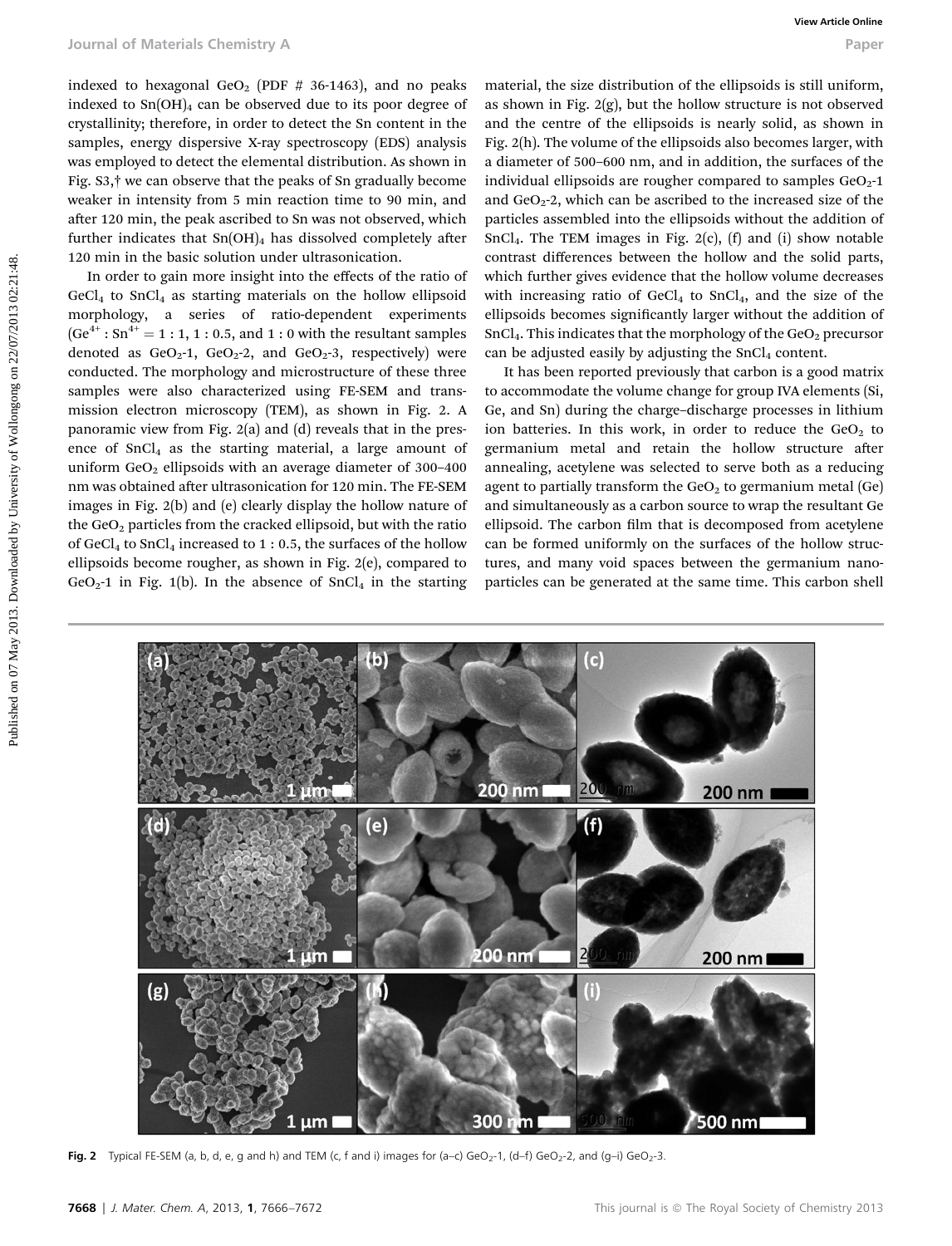indexed to hexagonal $GeO_2$ (PDF # 36-1463), and no peaks indexed to $Sn(OH)_4$ can be observed due to its poor degree of crystallinity; therefore, in order to detect the Sn content in the samples, energy dispersive X-ray spectroscopy (EDS) analysis was employed to detect the elemental distribution. As shown in Fig. S3,† we can observe that the peaks of Sn gradually become weaker in intensity from 5 min reaction time to 90 min, and after 120 min, the peak ascribed to Sn was not observed, which further indicates that $Sn(OH)_4$ has dissolved completely after 120 min in the basic solution under ultrasonication.

In order to gain more insight into the effects of the ratio of $GeCl_4$ to $SnCl_4$ as starting materials on the hollow ellipsoid morphology, a series of ratio-dependent experiments ($Ge^{4+} : Sn^{4+} = 1 : 1, 1 : 0.5$, and $1 : 0$ with the resultant samples denoted as $GeO_2$-1, $GeO_2$-2, and $GeO_2$-3, respectively) were conducted. The morphology and microstructure of these three samples were also characterized using FE-SEM and transmission electron microscopy (TEM), as shown in Fig. 2. A panoramic view from Fig. 2(a) and (d) reveals that in the presence of $SnCl_4$ as the starting material, a large amount of uniform $GeO_2$ ellipsoids with an average diameter of 300–400 nm was obtained after ultrasonication for 120 min. The FE-SEM images in Fig. 2(b) and (e) clearly display the hollow nature of the $GeO_2$ particles from the cracked ellipsoid, but with the ratio of $GeCl_4$ to $SnCl_4$ increased to 1 : 0.5, the surfaces of the hollow ellipsoids become rougher, as shown in Fig. 2(e), compared to $GeO_2$-1 in Fig. 1(b). In the absence of $SnCl_4$ in the starting material, the size distribution of the ellipsoids is still uniform, as shown in Fig. 2(g), but the hollow structure is not observed and the centre of the ellipsoids is nearly solid, as shown in Fig. 2(h). The volume of the ellipsoids also becomes larger, with a diameter of 500–600 nm, and in addition, the surfaces of the individual ellipsoids are rougher compared to samples $GeO_2$-1 and $GeO_2$-2, which can be ascribed to the increased size of the particles assembled into the ellipsoids without the addition of $SnCl_4$. The TEM images in Fig. 2(c), (f) and (i) show notable contrast differences between the hollow and the solid parts, which further gives evidence that the hollow volume decreases with increasing ratio of $GeCl_4$ to $SnCl_4$, and the size of the ellipsoids becomes significantly larger without the addition of $SnCl_4$. This indicates that the morphology of the $GeO_2$ precursor can be adjusted easily by adjusting the $SnCl_4$ content.

It has been reported previously that carbon is a good matrix to accommodate the volume change for group IVA elements (Si, Ge, and Sn) during the charge–discharge processes in lithium ion batteries. In this work, in order to reduce the $GeO_2$ to germanium metal and retain the hollow structure after annealing, acetylene was selected to serve both as a reducing agent to partially transform the $GeO_2$ to germanium metal (Ge) and simultaneously as a carbon source to wrap the resultant Ge ellipsoid. The carbon film that is decomposed from acetylene can be formed uniformly on the surfaces of the hollow structures, and many void spaces between the germanium nanoparticles can be generated at the same time. This carbon shell

**Fig. 2** Typical FE-SEM (a, b, d, e, g and h) and TEM (c, f and i) images for (a–c) $GeO_2$-1, (d–f) $GeO_2$-2, and (g–i) $GeO_2$-3.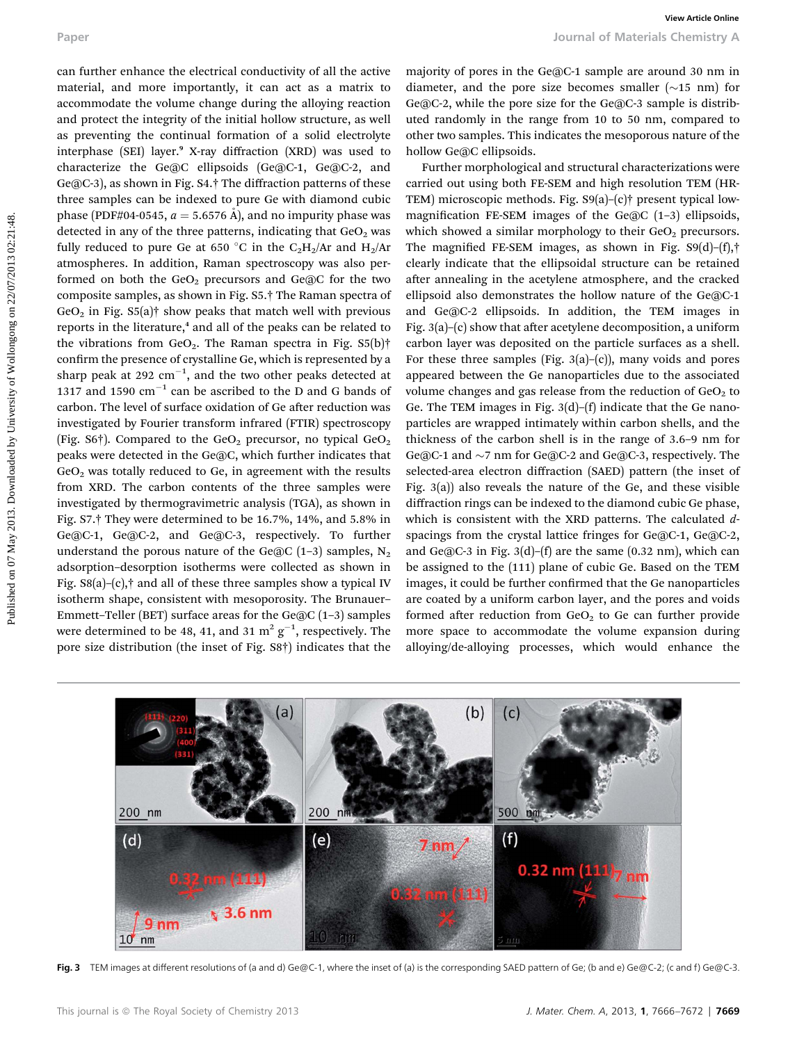can further enhance the electrical conductivity of all the active material, and more importantly, it can act as a matrix to accommodate the volume change during the alloying reaction and protect the integrity of the initial hollow structure, as well as preventing the continual formation of a solid electrolyte interphase (SEI) layer.[9] X-ray diffraction (XRD) was used to characterize the Ge@C ellipsoids (Ge@C-1, Ge@C-2, and Ge@C-3), as shown in Fig. S4.† The diffraction patterns of these three samples can be indexed to pure Ge with diamond cubic phase (PDF#04-0545, $a = 5.6576$ Å), and no impurity phase was detected in any of the three patterns, indicating that $GeO_2$ was fully reduced to pure Ge at 650 °C in the $C_2H_2$/Ar and $H_2$/Ar atmospheres. In addition, Raman spectroscopy was also performed on both the $GeO_2$ precursors and Ge@C for the two composite samples, as shown in Fig. S5.† The Raman spectra of $GeO_2$ in Fig. S5(a)† show peaks that match well with previous reports in the literature,[4] and all of the peaks can be related to the vibrations from $GeO_2$. The Raman spectra in Fig. S5(b)† confirm the presence of crystalline Ge, which is represented by a sharp peak at 292 $cm^{-1}$, and the two other peaks detected at 1317 and 1590 $cm^{-1}$ can be ascribed to the D and G bands of carbon. The level of surface oxidation of Ge after reduction was investigated by Fourier transform infrared (FTIR) spectroscopy (Fig. S6†). Compared to the $GeO_2$ precursor, no typical $GeO_2$ peaks were detected in the Ge@C, which further indicates that $GeO_2$ was totally reduced to Ge, in agreement with the results from XRD. The carbon contents of the three samples were investigated by thermogravimetric analysis (TGA), as shown in Fig. S7.† They were determined to be 16.7%, 14%, and 5.8% in Ge@C-1, Ge@C-2, and Ge@C-3, respectively. To further understand the porous nature of the Ge@C (1–3) samples, $N_2$ adsorption–desorption isotherms were collected as shown in Fig. S8(a)–(c),† and all of these three samples show a typical IV isotherm shape, consistent with mesoporosity. The Brunauer–Emmett–Teller (BET) surface areas for the Ge@C (1–3) samples were determined to be 48, 41, and 31 $m^2$ $g^{-1}$, respectively. The pore size distribution (the inset of Fig. S8†) indicates that the majority of pores in the Ge@C-1 sample are around 30 nm in diameter, and the pore size becomes smaller (~15 nm) for Ge@C-2, while the pore size for the Ge@C-3 sample is distributed randomly in the range from 10 to 50 nm, compared to other two samples. This indicates the mesoporous nature of the hollow Ge@C ellipsoids.

Further morphological and structural characterizations were carried out using both FE-SEM and high resolution TEM (HR-TEM) microscopic methods. Fig. S9(a)–(c)† present typical low-magnification FE-SEM images of the Ge@C (1–3) ellipsoids, which showed a similar morphology to their $GeO_2$ precursors. The magnified FE-SEM images, as shown in Fig. S9(d)–(f),† clearly indicate that the ellipsoidal structure can be retained after annealing in the acetylene atmosphere, and the cracked ellipsoid also demonstrates the hollow nature of the Ge@C-1 and Ge@C-2 ellipsoids. In addition, the TEM images in Fig. 3(a)–(c) show that after acetylene decomposition, a uniform carbon layer was deposited on the particle surfaces as a shell. For these three samples (Fig. 3(a)–(c)), many voids and pores appeared between the Ge nanoparticles due to the associated volume changes and gas release from the reduction of $GeO_2$ to Ge. The TEM images in Fig. 3(d)–(f) indicate that the Ge nanoparticles are wrapped intimately within carbon shells, and the thickness of the carbon shell is in the range of 3.6–9 nm for Ge@C-1 and ~7 nm for Ge@C-2 and Ge@C-3, respectively. The selected-area electron diffraction (SAED) pattern (the inset of Fig. 3(a)) also reveals the nature of the Ge, and these visible diffraction rings can be indexed to the diamond cubic Ge phase, which is consistent with the XRD patterns. The calculated $d$-spacings from the crystal lattice fringes for Ge@C-1, Ge@C-2, and Ge@C-3 in Fig. 3(d)–(f) are the same (0.32 nm), which can be assigned to the (111) plane of cubic Ge. Based on the TEM images, it could be further confirmed that the Ge nanoparticles are coated by a uniform carbon layer, and the pores and voids formed after reduction from $GeO_2$ to Ge can further provide more space to accommodate the volume expansion during alloying/de-alloying processes, which would enhance the

**Fig. 3** TEM images at different resolutions of (a and d) Ge@C-1, where the inset of (a) is the corresponding SAED pattern of Ge; (b and e) Ge@C-2; (c and f) Ge@C-3.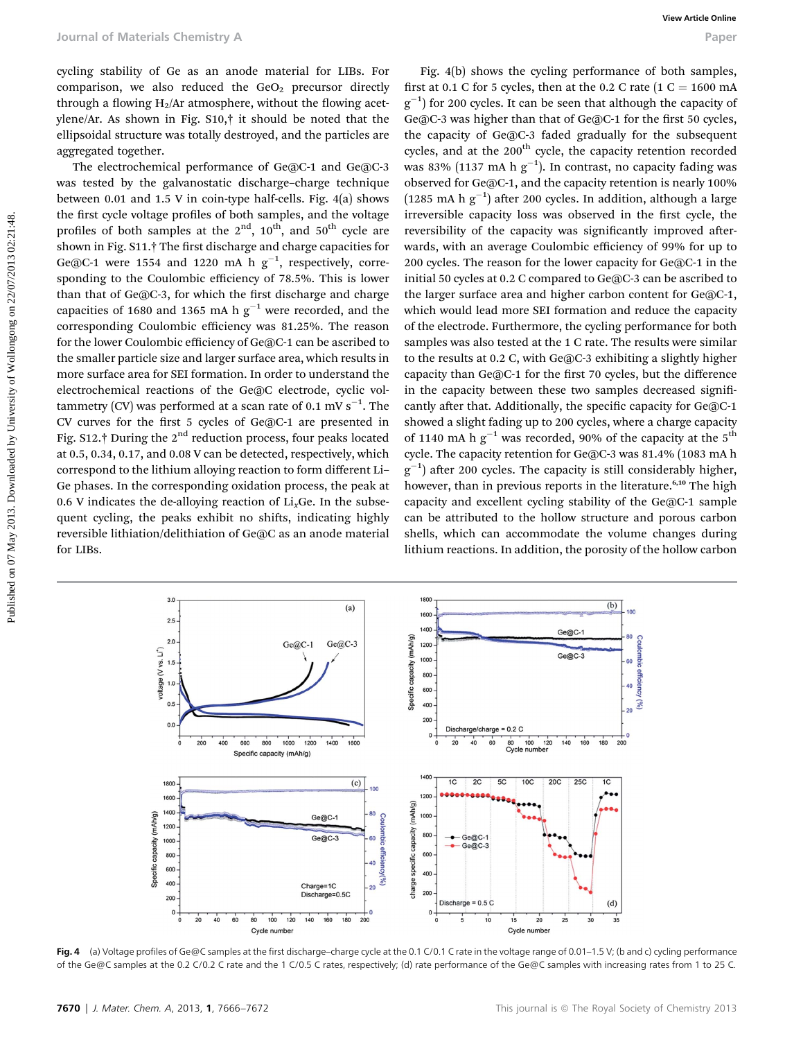cycling stability of Ge as an anode material for LIBs. For comparison, we also reduced the $GeO_2$ precursor directly through a flowing $H_2$/Ar atmosphere, without the flowing acetylene/Ar. As shown in Fig. S10,† it should be noted that the ellipsoidal structure was totally destroyed, and the particles are aggregated together.

The electrochemical performance of Ge@C-1 and Ge@C-3 was tested by the galvanostatic discharge–charge technique between 0.01 and 1.5 V in coin-type half-cells. Fig. 4(a) shows the first cycle voltage profiles of both samples, and the voltage profiles of both samples at the 2nd, 10th, and 50th cycle are shown in Fig. S11.† The first discharge and charge capacities for Ge@C-1 were 1554 and 1220 mA h $g^{-1}$, respectively, corresponding to the Coulombic efficiency of 78.5%. This is lower than that of Ge@C-3, for which the first discharge and charge capacities of 1680 and 1365 mA h $g^{-1}$ were recorded, and the corresponding Coulombic efficiency was 81.25%. The reason for the lower Coulombic efficiency of Ge@C-1 can be ascribed to the smaller particle size and larger surface area, which results in more surface area for SEI formation. In order to understand the electrochemical reactions of the Ge@C electrode, cyclic voltammetry (CV) was performed at a scan rate of 0.1 mV $s^{-1}$. The CV curves for the first 5 cycles of Ge@C-1 are presented in Fig. S12.† During the 2nd reduction process, four peaks located at 0.5, 0.34, 0.17, and 0.08 V can be detected, respectively, which correspond to the lithium alloying reaction to form different Li–Ge phases. In the corresponding oxidation process, the peak at 0.6 V indicates the de-alloying reaction of $Li_xGe$. In the subsequent cycling, the peaks exhibit no shifts, indicating highly reversible lithiation/delithiation of Ge@C as an anode material for LIBs.

Fig. 4(b) shows the cycling performance of both samples, first at 0.1 C for 5 cycles, then at the 0.2 C rate (1 C = 1600 mA $g^{-1}$) for 200 cycles. It can be seen that although the capacity of Ge@C-3 was higher than that of Ge@C-1 for the first 50 cycles, the capacity of Ge@C-3 faded gradually for the subsequent cycles, and at the 200th cycle, the capacity retention recorded was 83% (1137 mA h $g^{-1}$). In contrast, no capacity fading was observed for Ge@C-1, and the capacity retention is nearly 100% (1285 mA h $g^{-1}$) after 200 cycles. In addition, although a large irreversible capacity loss was observed in the first cycle, the reversibility of the capacity was significantly improved afterwards, with an average Coulombic efficiency of 99% for up to 200 cycles. The reason for the lower capacity for Ge@C-1 in the initial 50 cycles at 0.2 C compared to Ge@C-3 can be ascribed to the larger surface area and higher carbon content for Ge@C-1, which would lead more SEI formation and reduce the capacity of the electrode. Furthermore, the cycling performance for both samples was also tested at the 1 C rate. The results were similar to the results at 0.2 C, with Ge@C-3 exhibiting a slightly higher capacity than Ge@C-1 for the first 70 cycles, but the difference in the capacity between these two samples decreased significantly after that. Additionally, the specific capacity for Ge@C-1 showed a slight fading up to 200 cycles, where a charge capacity of 1140 mA h $g^{-1}$ was recorded, 90% of the capacity at the 5th cycle. The capacity retention for Ge@C-3 was 81.4% (1083 mA h $g^{-1}$) after 200 cycles. The capacity is still considerably higher, however, than in previous reports in the literature.[6,10] The high capacity and excellent cycling stability of the Ge@C-1 sample can be attributed to the hollow structure and porous carbon shells, which can accommodate the volume changes during lithium reactions. In addition, the porosity of the hollow carbon

**Fig. 4** (a) Voltage profiles of Ge@C samples at the first discharge–charge cycle at the 0.1 C/0.1 C rate in the voltage range of 0.01–1.5 V; (b and c) cycling performance of the Ge@C samples at the 0.2 C/0.2 C rate and the 1 C/0.5 C rates, respectively; (d) rate performance of the Ge@C samples with increasing rates from 1 to 25 C.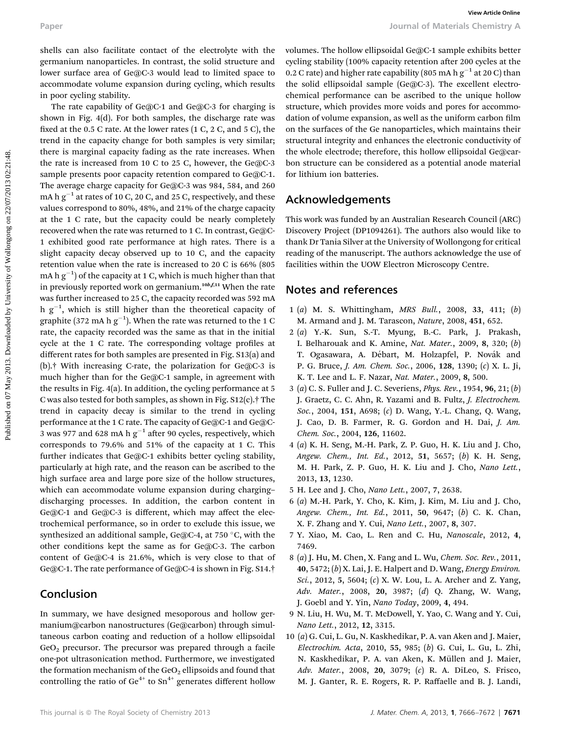shells can also facilitate contact of the electrolyte with the germanium nanoparticles. In contrast, the solid structure and lower surface area of Ge@C-3 would lead to limited space to accommodate volume expansion during cycling, which results in poor cycling stability.

The rate capability of Ge@C-1 and Ge@C-3 for charging is shown in Fig. 4(d). For both samples, the discharge rate was fixed at the 0.5 C rate. At the lower rates (1 C, 2 C, and 5 C), the trend in the capacity change for both samples is very similar; there is marginal capacity fading as the rate increases. When the rate is increased from 10 C to 25 C, however, the Ge@C-3 sample presents poor capacity retention compared to Ge@C-1. The average charge capacity for Ge@C-3 was 984, 584, and 260 mA h $g^{-1}$ at rates of 10 C, 20 C, and 25 C, respectively, and these values correspond to 80%, 48%, and 21% of the charge capacity at the 1 C rate, but the capacity could be nearly completely recovered when the rate was returned to 1 C. In contrast, Ge@C-1 exhibited good rate performance at high rates. There is a slight capacity decay observed up to 10 C, and the capacity retention value when the rate is increased to 20 C is 66% (805 mA h $g^{-1}$) of the capacity at 1 C, which is much higher than that in previously reported work on germanium.[10b,f,11] When the rate was further increased to 25 C, the capacity recorded was 592 mA h $g^{-1}$, which is still higher than the theoretical capacity of graphite (372 mA h $g^{-1}$). When the rate was returned to the 1 C rate, the capacity recorded was the same as that in the initial cycle at the 1 C rate. The corresponding voltage profiles at different rates for both samples are presented in Fig. S13(a) and (b).† With increasing C-rate, the polarization for Ge@C-3 is much higher than for the Ge@C-1 sample, in agreement with the results in Fig. 4(a). In addition, the cycling performance at 5 C was also tested for both samples, as shown in Fig. S12(c).† The trend in capacity decay is similar to the trend in cycling performance at the 1 C rate. The capacity of Ge@C-1 and Ge@C-3 was 977 and 628 mA h $g^{-1}$ after 90 cycles, respectively, which corresponds to 79.6% and 51% of the capacity at 1 C. This further indicates that Ge@C-1 exhibits better cycling stability, particularly at high rate, and the reason can be ascribed to the high surface area and large pore size of the hollow structures, which can accommodate volume expansion during charging–discharging processes. In addition, the carbon content in Ge@C-1 and Ge@C-3 is different, which may affect the electrochemical performance, so in order to exclude this issue, we synthesized an additional sample, Ge@C-4, at 750 °C, with the other conditions kept the same as for Ge@C-3. The carbon content of Ge@C-4 is 21.6%, which is very close to that of Ge@C-1. The rate performance of Ge@C-4 is shown in Fig. S14.†

## Conclusion

In summary, we have designed mesoporous and hollow germanium@carbon nanostructures (Ge@carbon) through simultaneous carbon coating and reduction of a hollow ellipsoidal $GeO_2$ precursor. The precursor was prepared through a facile one-pot ultrasonication method. Furthermore, we investigated the formation mechanism of the $GeO_2$ ellipsoids and found that controlling the ratio of $Ge^{4+}$ to $Sn^{4+}$ generates different hollow volumes. The hollow ellipsoidal Ge@C-1 sample exhibits better cycling stability (100% capacity retention after 200 cycles at the 0.2 C rate) and higher rate capability (805 mA h $g^{-1}$ at 20 C) than the solid ellipsoidal sample (Ge@C-3). The excellent electrochemical performance can be ascribed to the unique hollow structure, which provides more voids and pores for accommodation of volume expansion, as well as the uniform carbon film on the surfaces of the Ge nanoparticles, which maintains their structural integrity and enhances the electronic conductivity of the whole electrode; therefore, this hollow ellipsoidal Ge@carbon structure can be considered as a potential anode material for lithium ion batteries.

## Acknowledgements

This work was funded by an Australian Research Council (ARC) Discovery Project (DP1094261). The authors also would like to thank Dr Tania Silver at the University of Wollongong for critical reading of the manuscript. The authors acknowledge the use of facilities within the UOW Electron Microscopy Centre.

## Notes and references

1 (*a*) M. S. Whittingham, *MRS Bull.*, 2008, **33**, 411; (*b*) M. Armand and J. M. Tarascon, *Nature*, 2008, **451**, 652.

2 (*a*) Y.-K. Sun, S.-T. Myung, B.-C. Park, J. Prakash, I. Belharouak and K. Amine, *Nat. Mater.*, 2009, **8**, 320; (*b*) T. Ogasawara, A. Débart, M. Holzapfel, P. Novák and P. G. Bruce, *J. Am. Chem. Soc.*, 2006, **128**, 1390; (*c*) X. L. Ji, K. T. Lee and L. F. Nazar, *Nat. Mater.*, 2009, **8**, 500.

3 (*a*) C. S. Fuller and J. C. Severiens, *Phys. Rev.*, 1954, **96**, 21; (*b*) J. Graetz, C. C. Ahn, R. Yazami and B. Fultz, *J. Electrochem. Soc.*, 2004, **151**, A698; (*c*) D. Wang, Y.-L. Chang, Q. Wang, J. Cao, D. B. Farmer, R. G. Gordon and H. Dai, *J. Am. Chem. Soc.*, 2004, **126**, 11602.

4 (*a*) K. H. Seng, M.-H. Park, Z. P. Guo, H. K. Liu and J. Cho, *Angew. Chem., Int. Ed.*, 2012, **51**, 5657; (*b*) K. H. Seng, M. H. Park, Z. P. Guo, H. K. Liu and J. Cho, *Nano Lett.*, 2013, **13**, 1230.

5 H. Lee and J. Cho, *Nano Lett.*, 2007, **7**, 2638.

6 (*a*) M.-H. Park, Y. Cho, K. Kim, J. Kim, M. Liu and J. Cho, *Angew. Chem., Int. Ed.*, 2011, **50**, 9647; (*b*) C. K. Chan, X. F. Zhang and Y. Cui, *Nano Lett.*, 2007, **8**, 307.

7 Y. Xiao, M. Cao, L. Ren and C. Hu, *Nanoscale*, 2012, **4**, 7469.

8 (*a*) J. Hu, M. Chen, X. Fang and L. Wu, *Chem. Soc. Rev.*, 2011, **40**, 5472; (*b*) X. Lai, J. E. Halpert and D. Wang, *Energy Environ. Sci.*, 2012, **5**, 5604; (*c*) X. W. Lou, L. A. Archer and Z. Yang, *Adv. Mater.*, 2008, **20**, 3987; (*d*) Q. Zhang, W. Wang, J. Goebl and Y. Yin, *Nano Today*, 2009, **4**, 494.

9 N. Liu, H. Wu, M. T. McDowell, Y. Yao, C. Wang and Y. Cui, *Nano Lett.*, 2012, **12**, 3315.

10 (*a*) G. Cui, L. Gu, N. Kaskhedikar, P. A. van Aken and J. Maier, *Electrochim. Acta*, 2010, **55**, 985; (*b*) G. Cui, L. Gu, L. Zhi, N. Kaskhedikar, P. A. van Aken, K. Müllen and J. Maier, *Adv. Mater.*, 2008, **20**, 3079; (*c*) R. A. DiLeo, S. Frisco, M. J. Ganter, R. E. Rogers, R. P. Raffaelle and B. J. Landi,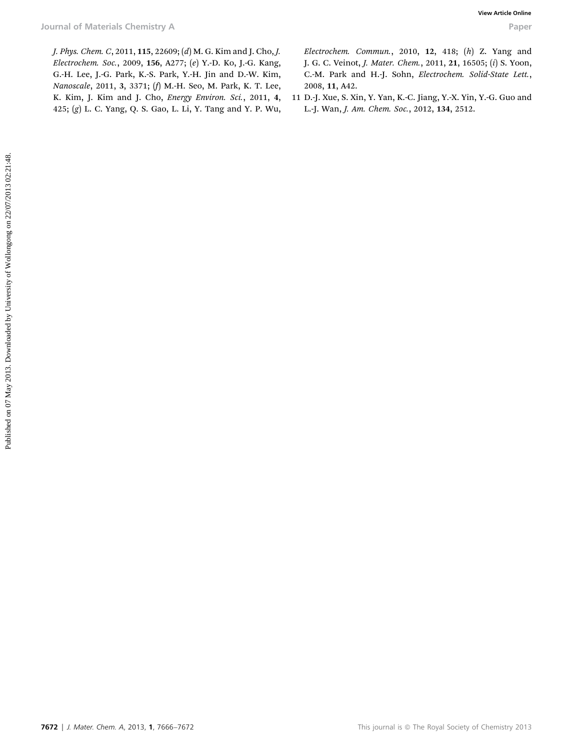*J. Phys. Chem. C*, 2011, **115**, 22609; (*d*) M. G. Kim and J. Cho, *J. Electrochem. Soc.*, 2009, **156**, A277; (*e*) Y.-D. Ko, J.-G. Kang, G.-H. Lee, J.-G. Park, K.-S. Park, Y.-H. Jin and D.-W. Kim, *Nanoscale*, 2011, **3**, 3371; (*f*) M.-H. Seo, M. Park, K. T. Lee, K. Kim, J. Kim and J. Cho, *Energy Environ. Sci.*, 2011, **4**, 425; (*g*) L. C. Yang, Q. S. Gao, L. Li, Y. Tang and Y. P. Wu, *Electrochem. Commun.*, 2010, **12**, 418; (*h*) Z. Yang and J. G. C. Veinot, *J. Mater. Chem.*, 2011, **21**, 16505; (*i*) S. Yoon, C.-M. Park and H.-J. Sohn, *Electrochem. Solid-State Lett.*, 2008, **11**, A42.

11 D.-J. Xue, S. Xin, Y. Yan, K.-C. Jiang, Y.-X. Yin, Y.-G. Guo and L.-J. Wan, *J. Am. Chem. Soc.*, 2012, **134**, 2512.